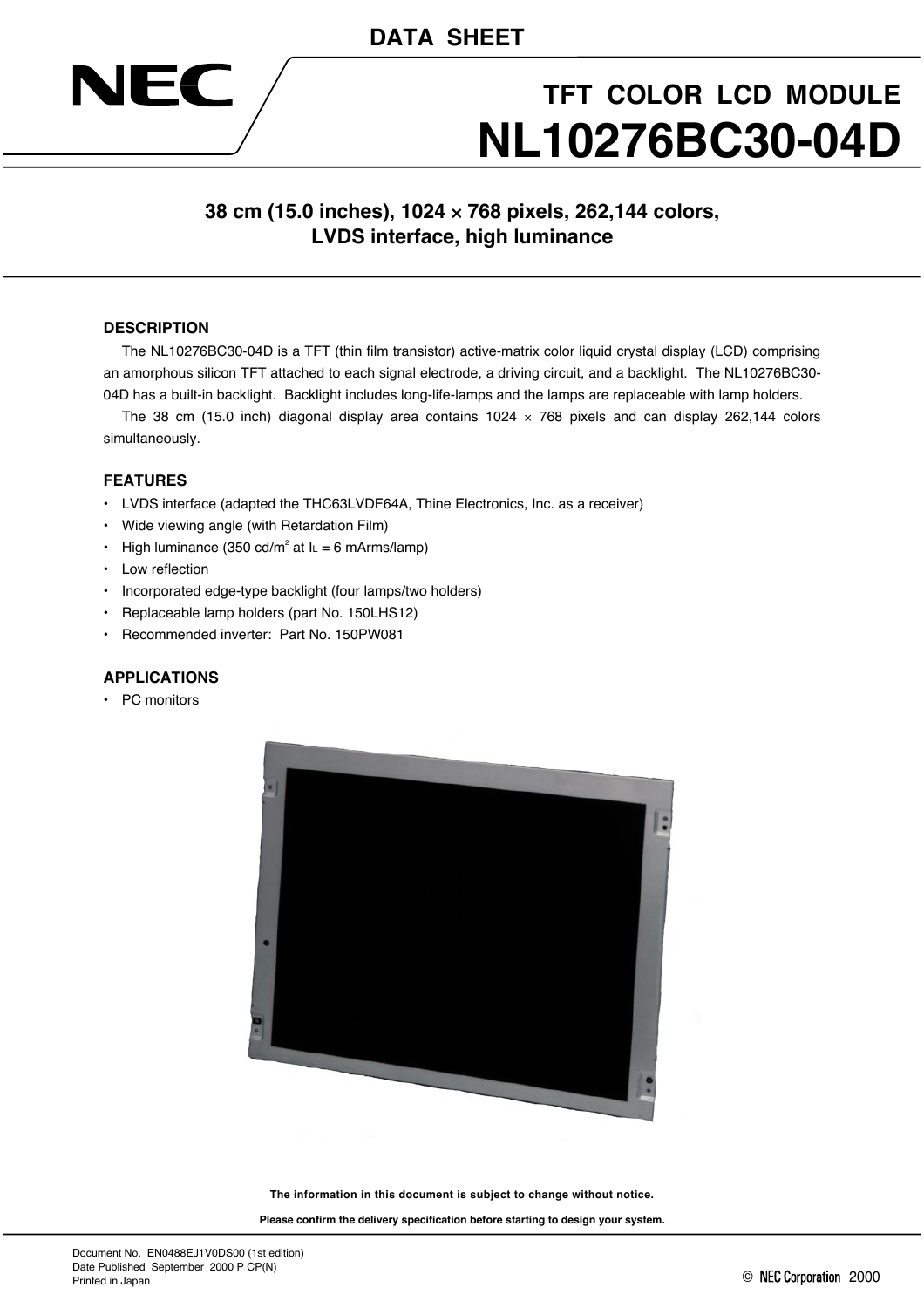DATA SHEET

NEC

# TFT COLOR LCD MODULE
# NL10276BC30-04D

**38 cm (15.0 inches), 1024 × 768 pixels, 262,144 colors, LVDS interface, high luminance**

## DESCRIPTION

The NL10276BC30-04D is a TFT (thin film transistor) active-matrix color liquid crystal display (LCD) comprising an amorphous silicon TFT attached to each signal electrode, a driving circuit, and a backlight. The NL10276BC30-04D has a built-in backlight. Backlight includes long-life-lamps and the lamps are replaceable with lamp holders.

The 38 cm (15.0 inch) diagonal display area contains 1024 × 768 pixels and can display 262,144 colors simultaneously.

## FEATURES

- LVDS interface (adapted the THC63LVDF64A, Thine Electronics, Inc. as a receiver)
- Wide viewing angle (with Retardation Film)
- High luminance (350 cd/m[2] at $I_L$ = 6 mArms/lamp)
- Low reflection
- Incorporated edge-type backlight (four lamps/two holders)
- Replaceable lamp holders (part No. 150LHS12)
- Recommended inverter: Part No. 150PW081

## APPLICATIONS

- PC monitors

**The information in this document is subject to change without notice.**

**Please confirm the delivery specification before starting to design your system.**

Document No. EN0488EJ1V0DS00 (1st edition)
Date Published September 2000 P CP(N)
Printed in Japan

© NEC Corporation 2000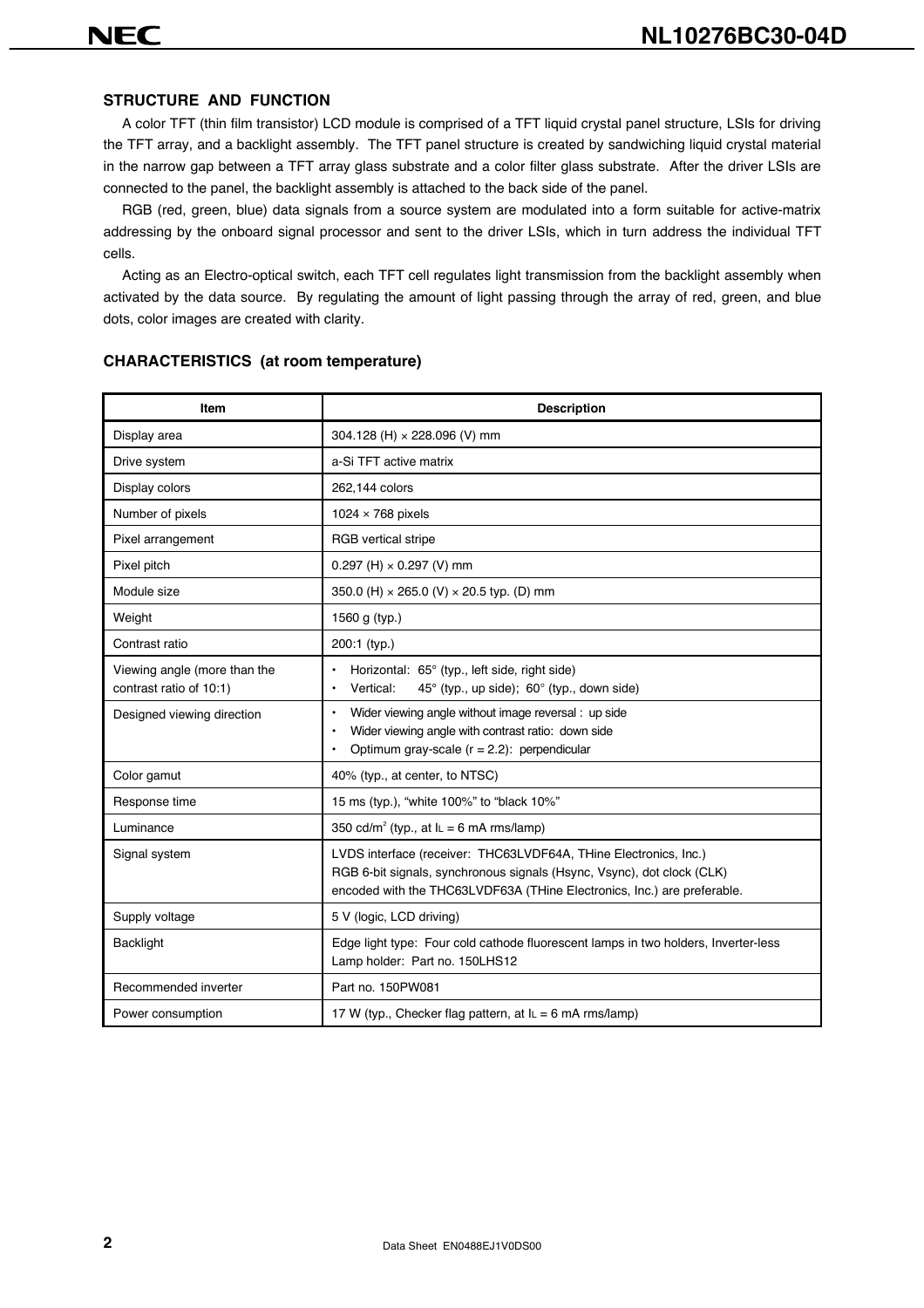## STRUCTURE AND FUNCTION

A color TFT (thin film transistor) LCD module is comprised of a TFT liquid crystal panel structure, LSIs for driving the TFT array, and a backlight assembly. The TFT panel structure is created by sandwiching liquid crystal material in the narrow gap between a TFT array glass substrate and a color filter glass substrate. After the driver LSIs are connected to the panel, the backlight assembly is attached to the back side of the panel.

RGB (red, green, blue) data signals from a source system are modulated into a form suitable for active-matrix addressing by the onboard signal processor and sent to the driver LSIs, which in turn address the individual TFT cells.

Acting as an Electro-optical switch, each TFT cell regulates light transmission from the backlight assembly when activated by the data source. By regulating the amount of light passing through the array of red, green, and blue dots, color images are created with clarity.

## CHARACTERISTICS (at room temperature)

| Item | Description |
|---|---|
| Display area | 304.128 (H) × 228.096 (V) mm |
| Drive system | a-Si TFT active matrix |
| Display colors | 262,144 colors |
| Number of pixels | 1024 × 768 pixels |
| Pixel arrangement | RGB vertical stripe |
| Pixel pitch | 0.297 (H) × 0.297 (V) mm |
| Module size | 350.0 (H) × 265.0 (V) × 20.5 typ. (D) mm |
| Weight | 1560 g (typ.) |
| Contrast ratio | 200:1 (typ.) |
| Viewing angle (more than the contrast ratio of 10:1) | • Horizontal: 65° (typ., left side, right side)<br>• Vertical: 45° (typ., up side); 60° (typ., down side) |
| Designed viewing direction | • Wider viewing angle without image reversal : up side<br>• Wider viewing angle with contrast ratio: down side<br>• Optimum gray-scale (r = 2.2): perpendicular |
| Color gamut | 40% (typ., at center, to NTSC) |
| Response time | 15 ms (typ.), "white 100%" to "black 10%" |
| Luminance | 350 cd/m$^2$ (typ., at $I_L$ = 6 mA rms/lamp) |
| Signal system | LVDS interface (receiver: THC63LVDF64A, THine Electronics, Inc.)<br>RGB 6-bit signals, synchronous signals (Hsync, Vsync), dot clock (CLK) encoded with the THC63LVDF63A (THine Electronics, Inc.) are preferable. |
| Supply voltage | 5 V (logic, LCD driving) |
| Backlight | Edge light type: Four cold cathode fluorescent lamps in two holders, Inverter-less<br>Lamp holder: Part no. 150LHS12 |
| Recommended inverter | Part no. 150PW081 |
| Power consumption | 17 W (typ., Checker flag pattern, at $I_L$ = 6 mA rms/lamp) |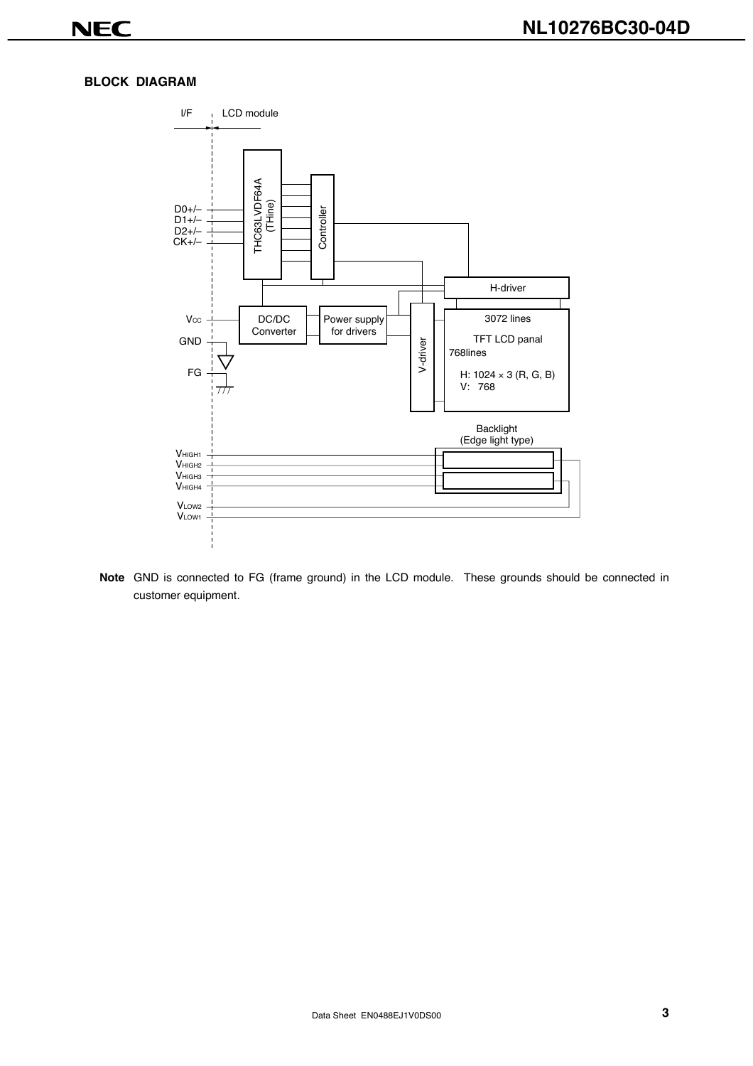**BLOCK DIAGRAM**

I/F | LCD module

D0+/–
D1+/–
D2+/–
CK+/–

THC63LVDF64A (THine)

Controller

H-driver

$V_{CC}$

GND

FG

DC/DC Converter

Power supply for drivers

V-driver

3072 lines

TFT LCD panal

768lines

H: 1024 × 3 (R, G, B)
V: 768

Backlight
(Edge light type)

$V_{HIGH1}$
$V_{HIGH2}$
$V_{HIGH3}$
$V_{HIGH4}$

$V_{LOW2}$
$V_{LOW1}$

**Note** GND is connected to FG (frame ground) in the LCD module. These grounds should be connected in customer equipment.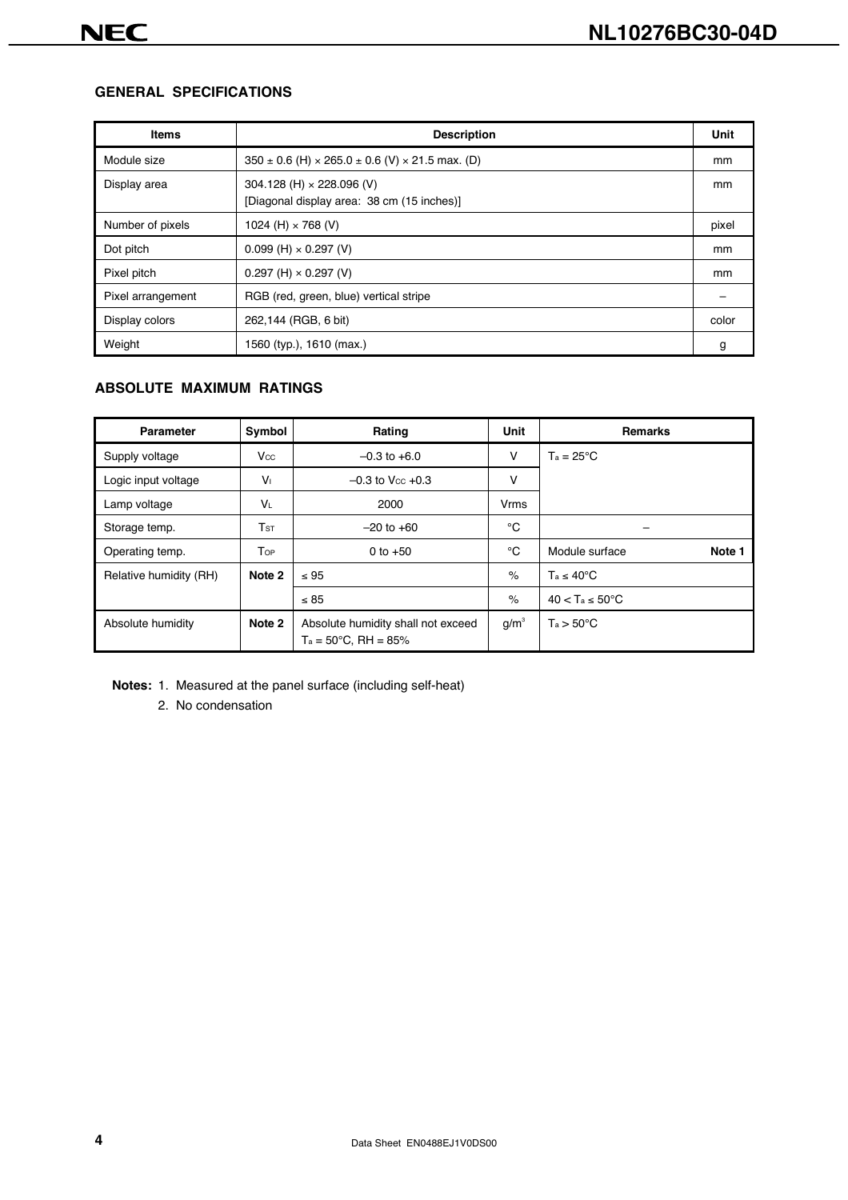## GENERAL SPECIFICATIONS

| Items | Description | Unit |
|---|---|---|
| Module size | 350 ± 0.6 (H) × 265.0 ± 0.6 (V) × 21.5 max. (D) | mm |
| Display area | 304.128 (H) × 228.096 (V)<br>[Diagonal display area: 38 cm (15 inches)] | mm |
| Number of pixels | 1024 (H) × 768 (V) | pixel |
| Dot pitch | 0.099 (H) × 0.297 (V) | mm |
| Pixel pitch | 0.297 (H) × 0.297 (V) | mm |
| Pixel arrangement | RGB (red, green, blue) vertical stripe | – |
| Display colors | 262,144 (RGB, 6 bit) | color |
| Weight | 1560 (typ.), 1610 (max.) | g |

## ABSOLUTE MAXIMUM RATINGS

| Parameter | Symbol | Rating | Unit | Remarks |
|---|---|---|---|---|
| Supply voltage | $V_{CC}$ | –0.3 to +6.0 | V | $T_a$ = 25°C |
| Logic input voltage | $V_I$ | –0.3 to $V_{CC}$ +0.3 | V | |
| Lamp voltage | $V_L$ | 2000 | Vrms | |
| Storage temp. | $T_{ST}$ | –20 to +60 | °C | – |
| Operating temp. | $T_{OP}$ | 0 to +50 | °C | Module surface **Note 1** |
| Relative humidity (RH) | **Note 2** | ≤ 95 | % | $T_a$ ≤ 40°C |
| | | ≤ 85 | % | 40 < $T_a$ ≤ 50°C |
| Absolute humidity | **Note 2** | Absolute humidity shall not exceed $T_a$ = 50°C, RH = 85% | $g/m^3$ | $T_a$ > 50°C |

**Notes:** 1. Measured at the panel surface (including self-heat)

2. No condensation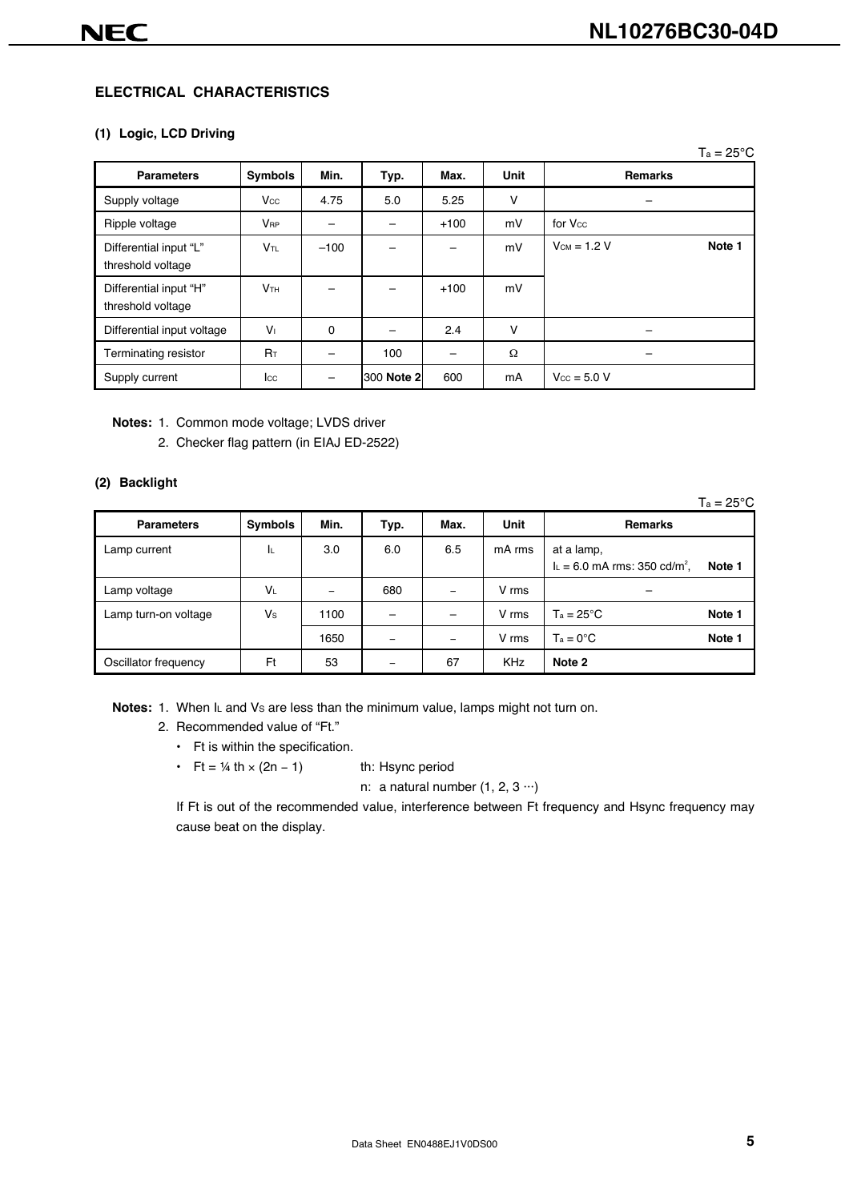## ELECTRICAL CHARACTERISTICS

### (1) Logic, LCD Driving

$T_a = 25°C$

| Parameters | Symbols | Min. | Typ. | Max. | Unit | Remarks |
|---|---|---|---|---|---|---|
| Supply voltage | $V_{CC}$ | 4.75 | 5.0 | 5.25 | V | – |
| Ripple voltage | $V_{RP}$ | – | – | +100 | mV | for $V_{CC}$ |
| Differential input "L" threshold voltage | $V_{TL}$ | −100 | – | – | mV | $V_{CM} = 1.2$ V **Note 1** |
| Differential input "H" threshold voltage | $V_{TH}$ | – | – | +100 | mV | |
| Differential input voltage | $V_I$ | 0 | – | 2.4 | V | – |
| Terminating resistor | $R_T$ | – | 100 | – | Ω | – |
| Supply current | $I_{CC}$ | – | 300 **Note 2** | 600 | mA | $V_{CC} = 5.0$ V |

**Notes:** 1. Common mode voltage; LVDS driver

2. Checker flag pattern (in EIAJ ED-2522)

### (2) Backlight

$T_a = 25°C$

| Parameters | Symbols | Min. | Typ. | Max. | Unit | Remarks |
|---|---|---|---|---|---|---|
| Lamp current | $I_L$ | 3.0 | 6.0 | 6.5 | mA rms | at a lamp, $I_L = 6.0$ mA rms: 350 cd/m², **Note 1** |
| Lamp voltage | $V_L$ | – | 680 | – | V rms | – |
| Lamp turn-on voltage | $V_S$ | 1100 | – | – | V rms | $T_a = 25°C$ **Note 1** |
| | | 1650 | – | – | V rms | $T_a = 0°C$ **Note 1** |
| Oscillator frequency | Ft | 53 | – | 67 | KHz | **Note 2** |

**Notes:** 1. When $I_L$ and $V_S$ are less than the minimum value, lamps might not turn on.

2. Recommended value of "Ft."

- Ft is within the specification.
- $Ft = \frac{1}{4}\,th \times (2n - 1)$ &nbsp;&nbsp;&nbsp; th: Hsync period

  n: a natural number (1, 2, 3 ···)

If Ft is out of the recommended value, interference between Ft frequency and Hsync frequency may cause beat on the display.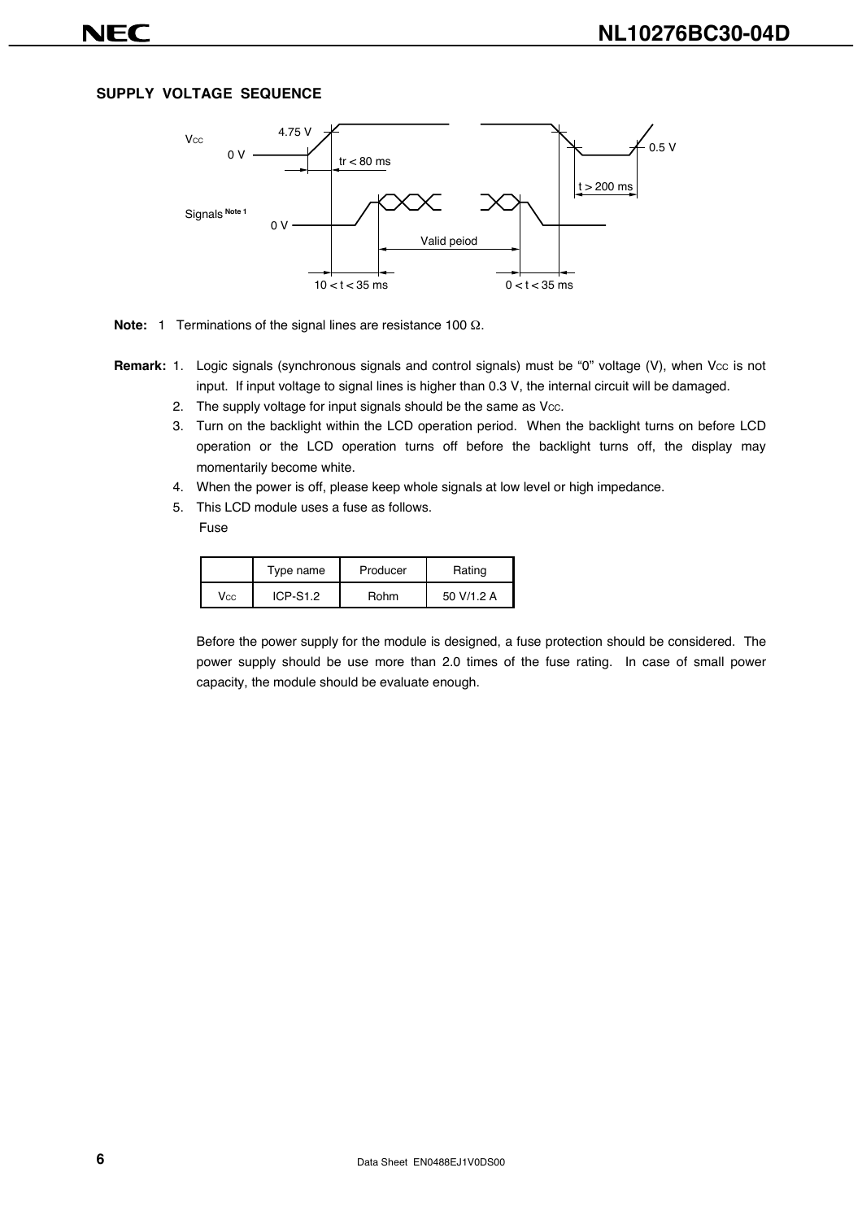## SUPPLY VOLTAGE SEQUENCE

$V_{CC}$ 4.75 V, 0 V, tr < 80 ms, 0.5 V, t > 200 ms

Signals Note 1 0 V, Valid peiod

10 < t < 35 ms 0 < t < 35 ms

**Note:** 1 Terminations of the signal lines are resistance 100 Ω.

**Remark:**
1. Logic signals (synchronous signals and control signals) must be "0" voltage (V), when $V_{CC}$ is not input. If input voltage to signal lines is higher than 0.3 V, the internal circuit will be damaged.
2. The supply voltage for input signals should be the same as $V_{CC}$.
3. Turn on the backlight within the LCD operation period. When the backlight turns on before LCD operation or the LCD operation turns off before the backlight turns off, the display may momentarily become white.
4. When the power is off, please keep whole signals at low level or high impedance.
5. This LCD module uses a fuse as follows.

Fuse

| | Type name | Producer | Rating |
|---|---|---|---|
| $V_{CC}$ | ICP-S1.2 | Rohm | 50 V/1.2 A |

Before the power supply for the module is designed, a fuse protection should be considered. The power supply should be use more than 2.0 times of the fuse rating. In case of small power capacity, the module should be evaluate enough.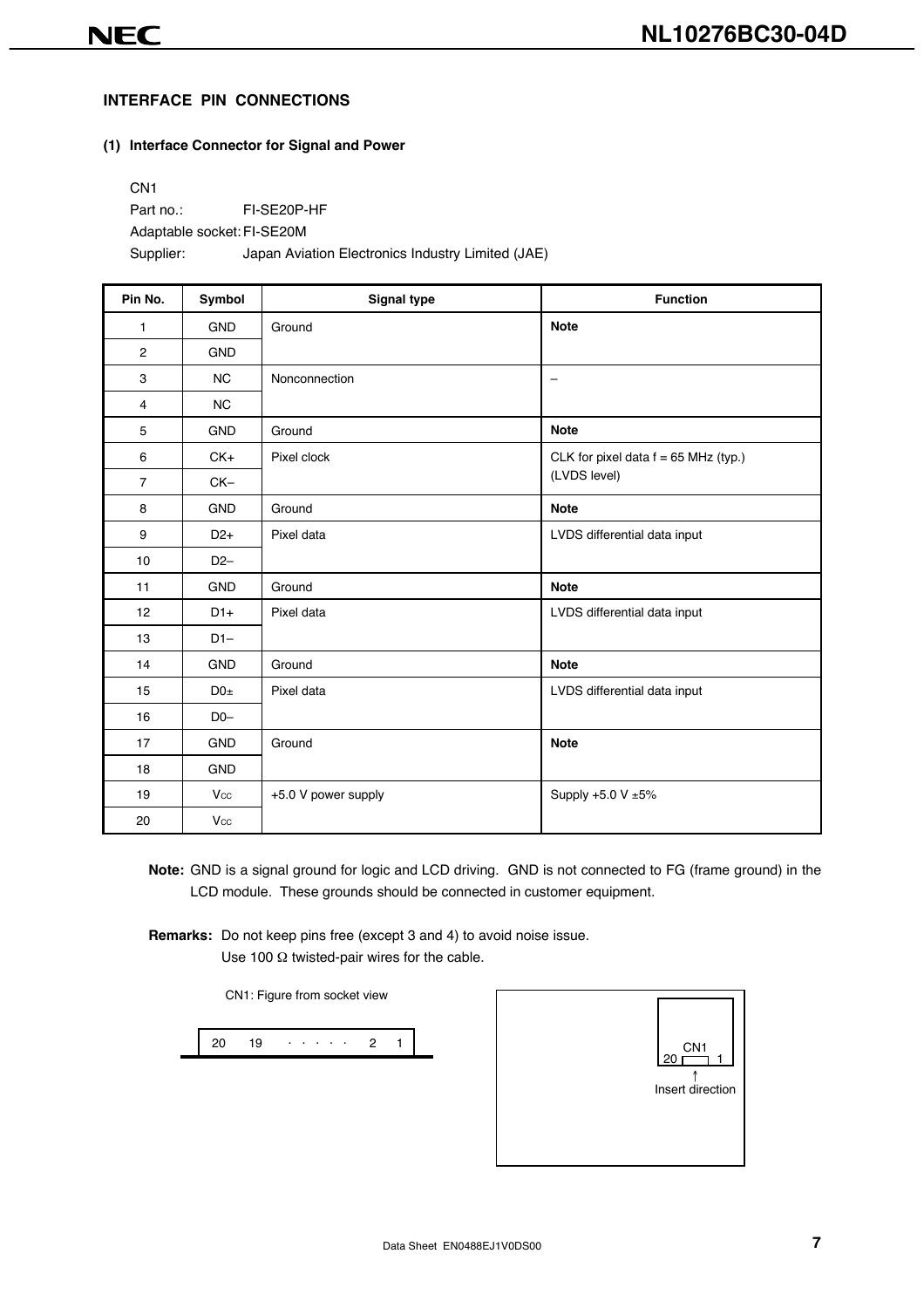## INTERFACE PIN CONNECTIONS

### (1) Interface Connector for Signal and Power

CN1

Part no.: FI-SE20P-HF

Adaptable socket: FI-SE20M

Supplier: Japan Aviation Electronics Industry Limited (JAE)

| Pin No. | Symbol | Signal type | Function |
|---|---|---|---|
| 1 | GND | Ground | **Note** |
| 2 | GND | | |
| 3 | NC | Nonconnection | – |
| 4 | NC | | |
| 5 | GND | Ground | **Note** |
| 6 | CK+ | Pixel clock | CLK for pixel data f = 65 MHz (typ.) (LVDS level) |
| 7 | CK– | | |
| 8 | GND | Ground | **Note** |
| 9 | D2+ | Pixel data | LVDS differential data input |
| 10 | D2– | | |
| 11 | GND | Ground | **Note** |
| 12 | D1+ | Pixel data | LVDS differential data input |
| 13 | D1– | | |
| 14 | GND | Ground | **Note** |
| 15 | D0± | Pixel data | LVDS differential data input |
| 16 | D0– | | |
| 17 | GND | Ground | **Note** |
| 18 | GND | | |
| 19 | $V_{CC}$ | +5.0 V power supply | Supply +5.0 V ±5% |
| 20 | $V_{CC}$ | | |

**Note:** GND is a signal ground for logic and LCD driving. GND is not connected to FG (frame ground) in the LCD module. These grounds should be connected in customer equipment.

**Remarks:** Do not keep pins free (except 3 and 4) to avoid noise issue.
Use 100 Ω twisted-pair wires for the cable.

CN1: Figure from socket view

20 19 · · · · · 2 1

CN1

20 1

↑

Insert direction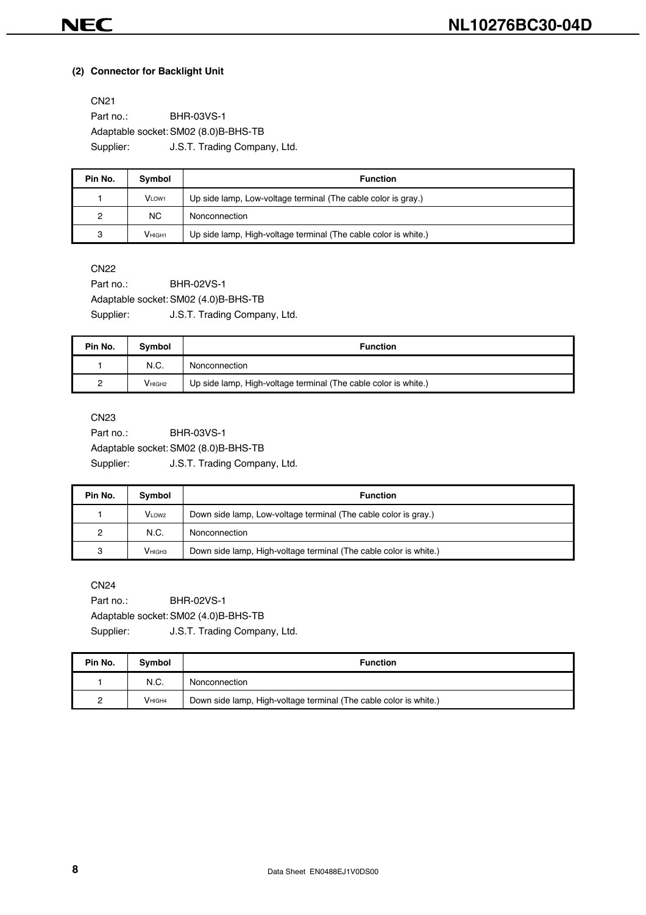### (2) Connector for Backlight Unit

CN21

Part no.: BHR-03VS-1

Adaptable socket: SM02 (8.0)B-BHS-TB

Supplier: J.S.T. Trading Company, Ltd.

| Pin No. | Symbol | Function |
|---|---|---|
| 1 | $V_{LOW1}$ | Up side lamp, Low-voltage terminal (The cable color is gray.) |
| 2 | NC | Nonconnection |
| 3 | $V_{HIGH1}$ | Up side lamp, High-voltage terminal (The cable color is white.) |

CN22

Part no.: BHR-02VS-1

Adaptable socket: SM02 (4.0)B-BHS-TB

Supplier: J.S.T. Trading Company, Ltd.

| Pin No. | Symbol | Function |
|---|---|---|
| 1 | N.C. | Nonconnection |
| 2 | $V_{HIGH2}$ | Up side lamp, High-voltage terminal (The cable color is white.) |

CN23

Part no.: BHR-03VS-1

Adaptable socket: SM02 (8.0)B-BHS-TB

Supplier: J.S.T. Trading Company, Ltd.

| Pin No. | Symbol | Function |
|---|---|---|
| 1 | $V_{LOW2}$ | Down side lamp, Low-voltage terminal (The cable color is gray.) |
| 2 | N.C. | Nonconnection |
| 3 | $V_{HIGH3}$ | Down side lamp, High-voltage terminal (The cable color is white.) |

CN24

Part no.: BHR-02VS-1

Adaptable socket: SM02 (4.0)B-BHS-TB

Supplier: J.S.T. Trading Company, Ltd.

| Pin No. | Symbol | Function |
|---|---|---|
| 1 | N.C. | Nonconnection |
| 2 | $V_{HIGH4}$ | Down side lamp, High-voltage terminal (The cable color is white.) |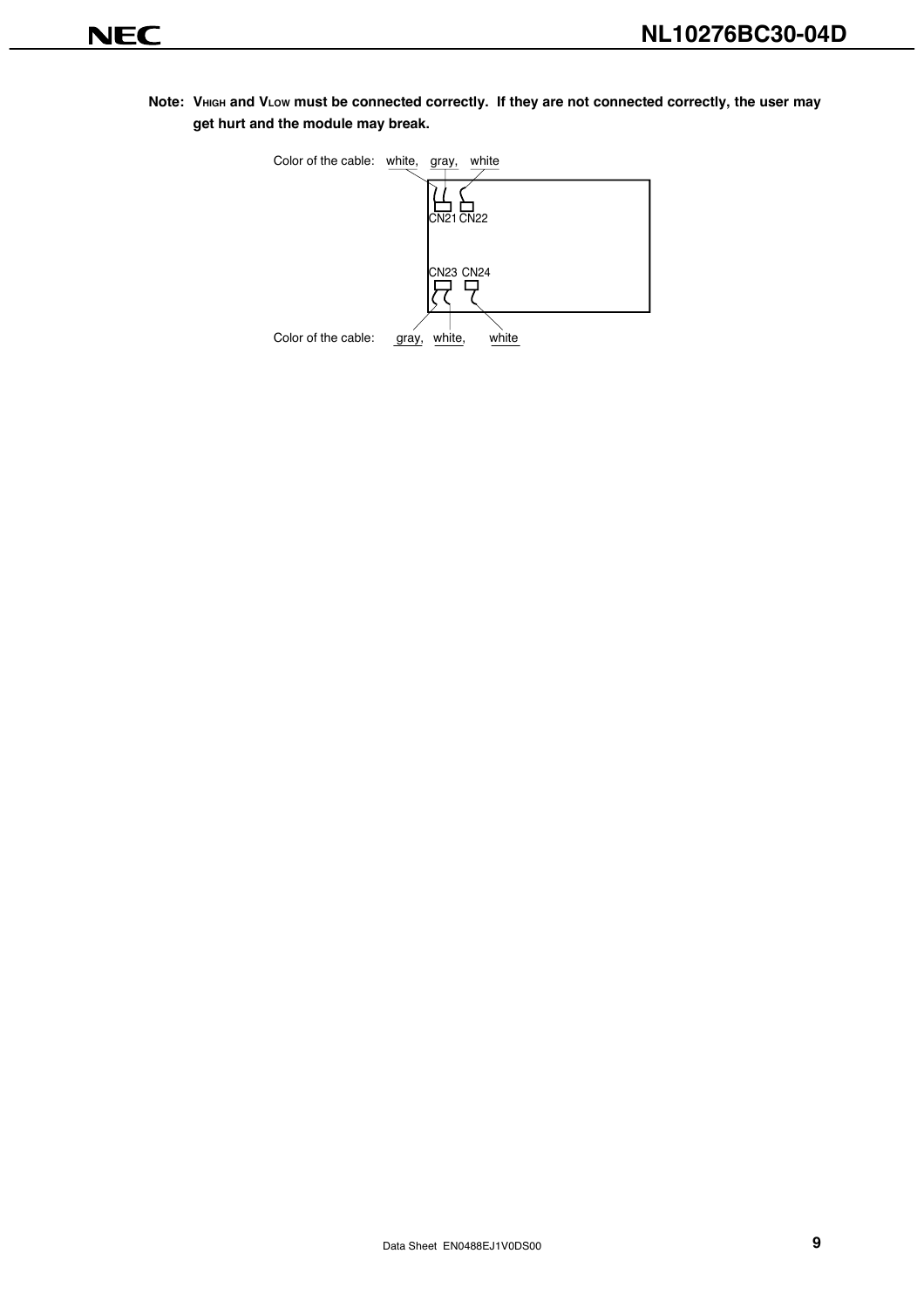**Note: $V_{HIGH}$ and $V_{LOW}$ must be connected correctly. If they are not connected correctly, the user may get hurt and the module may break.**

Color of the cable: white, gray, white

CN21 CN22

CN23 CN24

Color of the cable: gray, white, white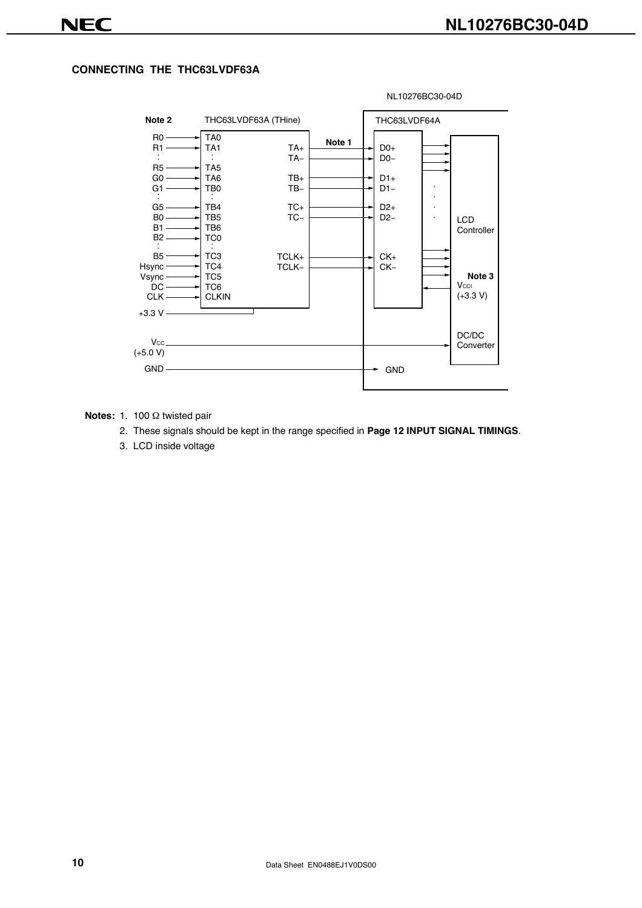### CONNECTING THE THC63LVDF63A

NL10276BC30-04D

| Note 2 | THC63LVDF63A (THine) | | Note 1 | THC63LVDF64A | |
|---|---|---|---|---|---|
| R0 | TA0 | | | | |
| R1 | TA1 | TA+ | → | D0+ | |
| : | : | TA− | → | D0− | |
| R5 | TA5 | | | | |
| G0 | TA6 | TB+ | → | D1+ | |
| G1 | TB0 | TB− | → | D1− | |
| : | : | | | | |
| G5 | TB4 | TC+ | → | D2+ | |
| B0 | TB5 | TC− | → | D2− | LCD Controller |
| B1 | TB6 | | | | |
| B2 | TC0 | | | | |
| : | : | | | | |
| B5 | TC3 | TCLK+ | → | CK+ | |
| Hsync | TC4 | TCLK− | → | CK− | |
| Vsync | TC5 | | | | Note 3 |
| DC | TC6 | | | | $V_{CCI}$ (+3.3 V) |
| CLK | CLKIN | | | | |
| +3.3 V | | | | | |
| $V_{CC}$ (+5.0 V) | | | | → | DC/DC Converter |
| GND | | | | → GND | |

**Notes:** 1. 100 Ω twisted pair

2. These signals should be kept in the range specified in **Page 12 INPUT SIGNAL TIMINGS**.

3. LCD inside voltage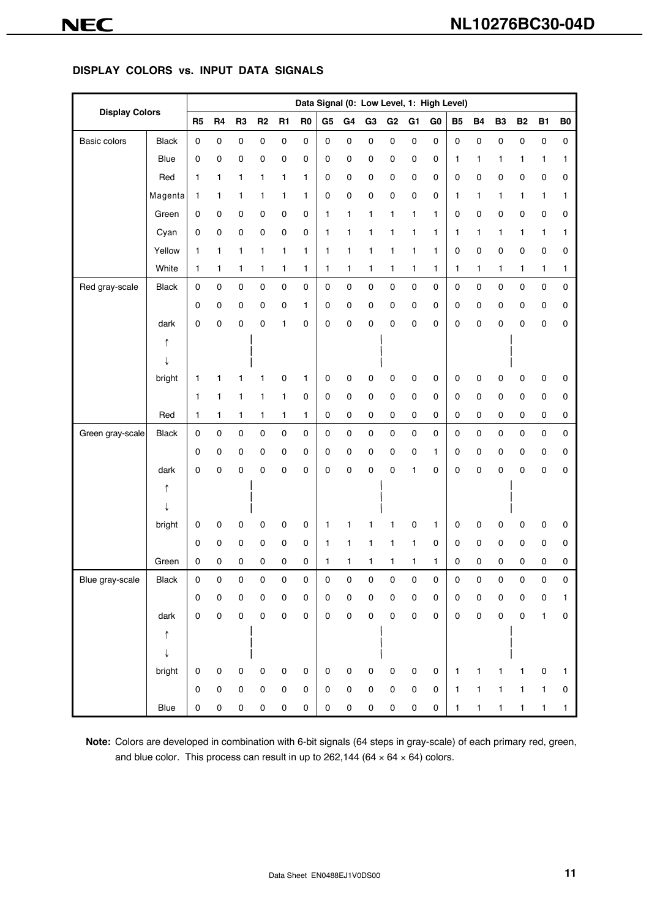## DISPLAY COLORS vs. INPUT DATA SIGNALS

| Display Colors | | Data Signal (0: Low Level, 1: High Level) | | | | | | | | | | | | | | | | | |
|---|---|---|---|---|---|---|---|---|---|---|---|---|---|---|---|---|---|---|---|
| | | R5 | R4 | R3 | R2 | R1 | R0 | G5 | G4 | G3 | G2 | G1 | G0 | B5 | B4 | B3 | B2 | B1 | B0 |
| Basic colors | Black | 0 | 0 | 0 | 0 | 0 | 0 | 0 | 0 | 0 | 0 | 0 | 0 | 0 | 0 | 0 | 0 | 0 | 0 |
| | Blue | 0 | 0 | 0 | 0 | 0 | 0 | 0 | 0 | 0 | 0 | 0 | 0 | 1 | 1 | 1 | 1 | 1 | 1 |
| | Red | 1 | 1 | 1 | 1 | 1 | 1 | 0 | 0 | 0 | 0 | 0 | 0 | 0 | 0 | 0 | 0 | 0 | 0 |
| | Magenta | 1 | 1 | 1 | 1 | 1 | 1 | 0 | 0 | 0 | 0 | 0 | 0 | 1 | 1 | 1 | 1 | 1 | 1 |
| | Green | 0 | 0 | 0 | 0 | 0 | 0 | 1 | 1 | 1 | 1 | 1 | 1 | 0 | 0 | 0 | 0 | 0 | 0 |
| | Cyan | 0 | 0 | 0 | 0 | 0 | 0 | 1 | 1 | 1 | 1 | 1 | 1 | 1 | 1 | 1 | 1 | 1 | 1 |
| | Yellow | 1 | 1 | 1 | 1 | 1 | 1 | 1 | 1 | 1 | 1 | 1 | 1 | 0 | 0 | 0 | 0 | 0 | 0 |
| | White | 1 | 1 | 1 | 1 | 1 | 1 | 1 | 1 | 1 | 1 | 1 | 1 | 1 | 1 | 1 | 1 | 1 | 1 |
| Red gray-scale | Black | 0 | 0 | 0 | 0 | 0 | 0 | 0 | 0 | 0 | 0 | 0 | 0 | 0 | 0 | 0 | 0 | 0 | 0 |
| | | 0 | 0 | 0 | 0 | 0 | 1 | 0 | 0 | 0 | 0 | 0 | 0 | 0 | 0 | 0 | 0 | 0 | 0 |
| | dark | 0 | 0 | 0 | 0 | 1 | 0 | 0 | 0 | 0 | 0 | 0 | 0 | 0 | 0 | 0 | 0 | 0 | 0 |
| | ↑ | | | | | | | | | | | | | | | | | | |
| | ↓ | | | | | | | | | | | | | | | | | | |
| | bright | 1 | 1 | 1 | 1 | 0 | 1 | 0 | 0 | 0 | 0 | 0 | 0 | 0 | 0 | 0 | 0 | 0 | 0 |
| | | 1 | 1 | 1 | 1 | 1 | 0 | 0 | 0 | 0 | 0 | 0 | 0 | 0 | 0 | 0 | 0 | 0 | 0 |
| | Red | 1 | 1 | 1 | 1 | 1 | 1 | 0 | 0 | 0 | 0 | 0 | 0 | 0 | 0 | 0 | 0 | 0 | 0 |
| Green gray-scale | Black | 0 | 0 | 0 | 0 | 0 | 0 | 0 | 0 | 0 | 0 | 0 | 0 | 0 | 0 | 0 | 0 | 0 | 0 |
| | | 0 | 0 | 0 | 0 | 0 | 0 | 0 | 0 | 0 | 0 | 0 | 1 | 0 | 0 | 0 | 0 | 0 | 0 |
| | dark | 0 | 0 | 0 | 0 | 0 | 0 | 0 | 0 | 0 | 0 | 1 | 0 | 0 | 0 | 0 | 0 | 0 | 0 |
| | ↑ | | | | | | | | | | | | | | | | | | |
| | ↓ | | | | | | | | | | | | | | | | | | |
| | bright | 0 | 0 | 0 | 0 | 0 | 0 | 1 | 1 | 1 | 1 | 0 | 1 | 0 | 0 | 0 | 0 | 0 | 0 |
| | | 0 | 0 | 0 | 0 | 0 | 0 | 1 | 1 | 1 | 1 | 1 | 0 | 0 | 0 | 0 | 0 | 0 | 0 |
| | Green | 0 | 0 | 0 | 0 | 0 | 0 | 1 | 1 | 1 | 1 | 1 | 1 | 0 | 0 | 0 | 0 | 0 | 0 |
| Blue gray-scale | Black | 0 | 0 | 0 | 0 | 0 | 0 | 0 | 0 | 0 | 0 | 0 | 0 | 0 | 0 | 0 | 0 | 0 | 0 |
| | | 0 | 0 | 0 | 0 | 0 | 0 | 0 | 0 | 0 | 0 | 0 | 0 | 0 | 0 | 0 | 0 | 0 | 1 |
| | dark | 0 | 0 | 0 | 0 | 0 | 0 | 0 | 0 | 0 | 0 | 0 | 0 | 0 | 0 | 0 | 0 | 1 | 0 |
| | ↑ | | | | | | | | | | | | | | | | | | |
| | ↓ | | | | | | | | | | | | | | | | | | |
| | bright | 0 | 0 | 0 | 0 | 0 | 0 | 0 | 0 | 0 | 0 | 0 | 0 | 1 | 1 | 1 | 1 | 0 | 1 |
| | | 0 | 0 | 0 | 0 | 0 | 0 | 0 | 0 | 0 | 0 | 0 | 0 | 1 | 1 | 1 | 1 | 1 | 0 |
| | Blue | 0 | 0 | 0 | 0 | 0 | 0 | 0 | 0 | 0 | 0 | 0 | 0 | 1 | 1 | 1 | 1 | 1 | 1 |

**Note:** Colors are developed in combination with 6-bit signals (64 steps in gray-scale) of each primary red, green, and blue color. This process can result in up to 262,144 (64 × 64 × 64) colors.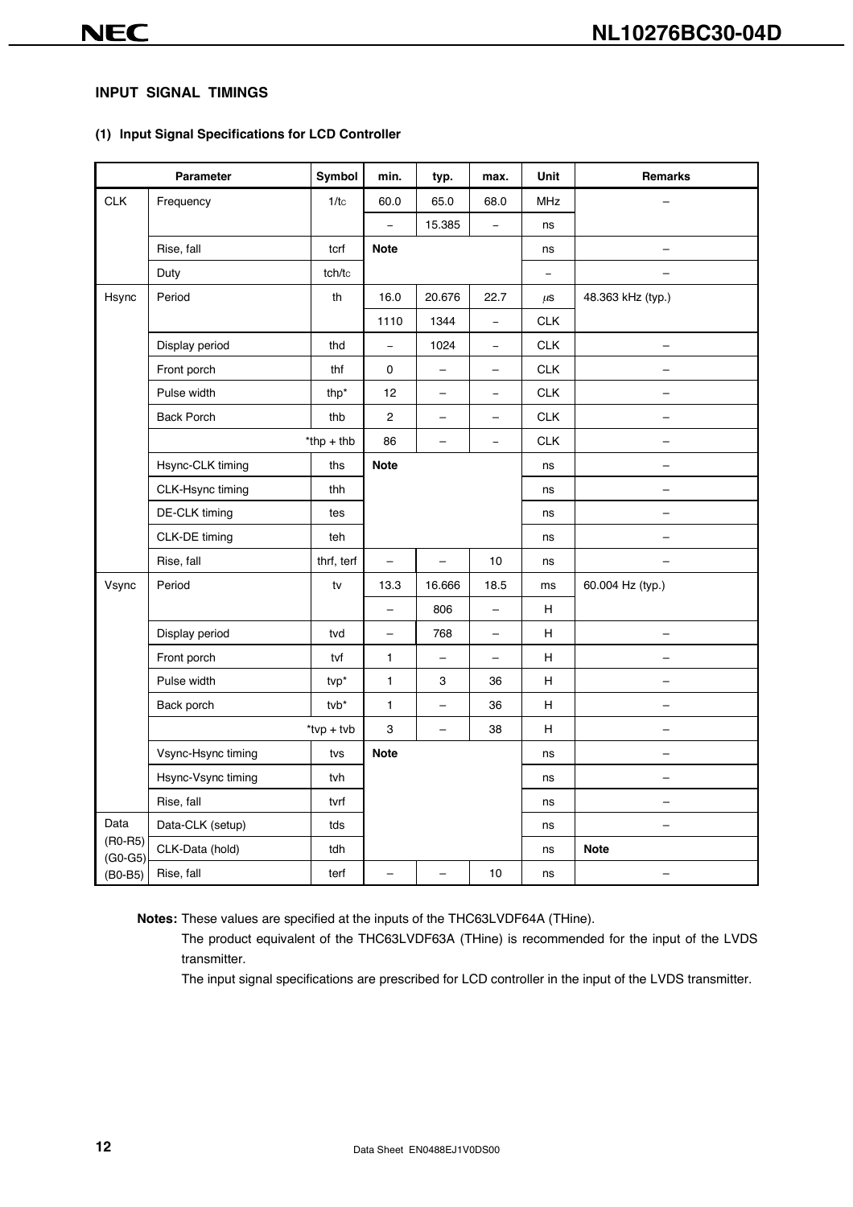## INPUT SIGNAL TIMINGS

### (1) Input Signal Specifications for LCD Controller

| Parameter | | Symbol | min. | typ. | max. | Unit | Remarks |
|---|---|---|---|---|---|---|---|
| CLK | Frequency | 1/tc | 60.0 | 65.0 | 68.0 | MHz | – |
| | | | – | 15.385 | – | ns | |
| | Rise, fall | tcrf | **Note** | | | ns | – |
| | Duty | tch/tc | | | | – | – |
| Hsync | Period | th | 16.0 | 20.676 | 22.7 | μs | 48.363 kHz (typ.) |
| | | | 1110 | 1344 | – | CLK | |
| | Display period | thd | – | 1024 | – | CLK | – |
| | Front porch | thf | 0 | – | – | CLK | – |
| | Pulse width | thp* | 12 | – | – | CLK | – |
| | Back Porch | thb | 2 | – | – | CLK | – |
| | | *thp + thb | 86 | – | – | CLK | – |
| | Hsync-CLK timing | ths | **Note** | | | ns | – |
| | CLK-Hsync timing | thh | | | | ns | – |
| | DE-CLK timing | tes | | | | ns | – |
| | CLK-DE timing | teh | | | | ns | – |
| | Rise, fall | thrf, terf | – | – | 10 | ns | – |
| Vsync | Period | tv | 13.3 | 16.666 | 18.5 | ms | 60.004 Hz (typ.) |
| | | | – | 806 | – | H | |
| | Display period | tvd | – | 768 | – | H | – |
| | Front porch | tvf | 1 | – | – | H | – |
| | Pulse width | tvp* | 1 | 3 | 36 | H | – |
| | Back porch | tvb* | 1 | – | 36 | H | – |
| | | *tvp + tvb | 3 | – | 38 | H | – |
| | Vsync-Hsync timing | tvs | **Note** | | | ns | – |
| | Hsync-Vsync timing | tvh | | | | ns | – |
| | Rise, fall | tvrf | | | | ns | – |
| Data (R0-R5) (G0-G5) (B0-B5) | Data-CLK (setup) | tds | | | | ns | – |
| | CLK-Data (hold) | tdh | | | | ns | **Note** |
| | Rise, fall | terf | – | – | 10 | ns | – |

**Notes:** These values are specified at the inputs of the THC63LVDF64A (THine).

The product equivalent of the THC63LVDF63A (THine) is recommended for the input of the LVDS transmitter.

The input signal specifications are prescribed for LCD controller in the input of the LVDS transmitter.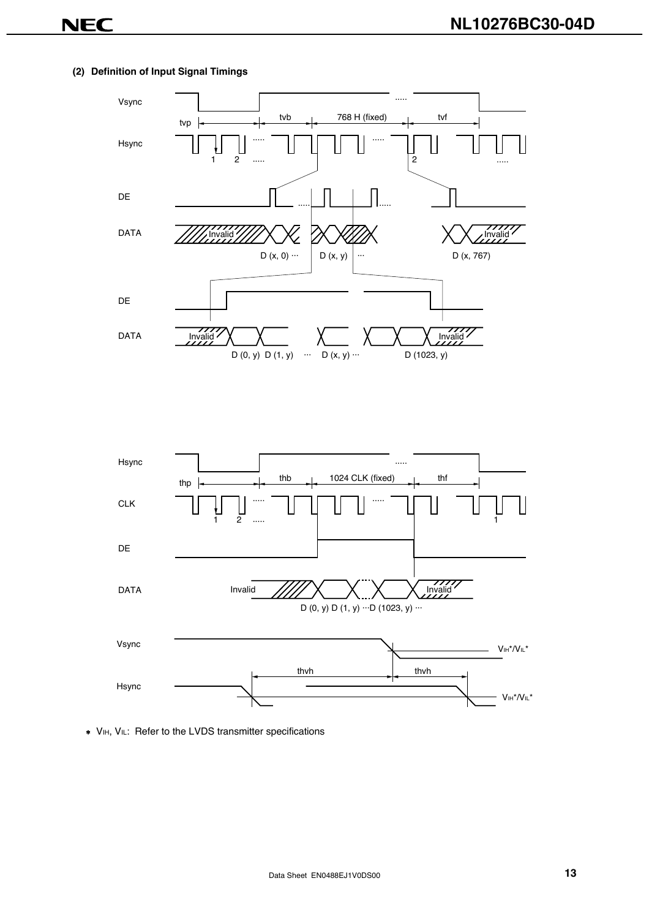### (2) Definition of Input Signal Timings

Vsync

tvp | tvb | 768 H (fixed) | tvf

Hsync

DE

DATA

Invalid

D (x, 0) ··· D (x, y) ··· D (x, 767)

DE

DATA

Invalid

D (0, y) D (1, y) ··· D (x, y) ··· D (1023, y)

Hsync

thp | thb | 1024 CLK (fixed) | thf

CLK

DE

DATA

Invalid

D (0, y) D (1, y) ···D (1023, y) ···

Vsync

$V_{IH}$*/$V_{IL}$*

thvh thvh

Hsync

$V_{IH}$*/$V_{IL}$*

* $V_{IH}$, $V_{IL}$: Refer to the LVDS transmitter specifications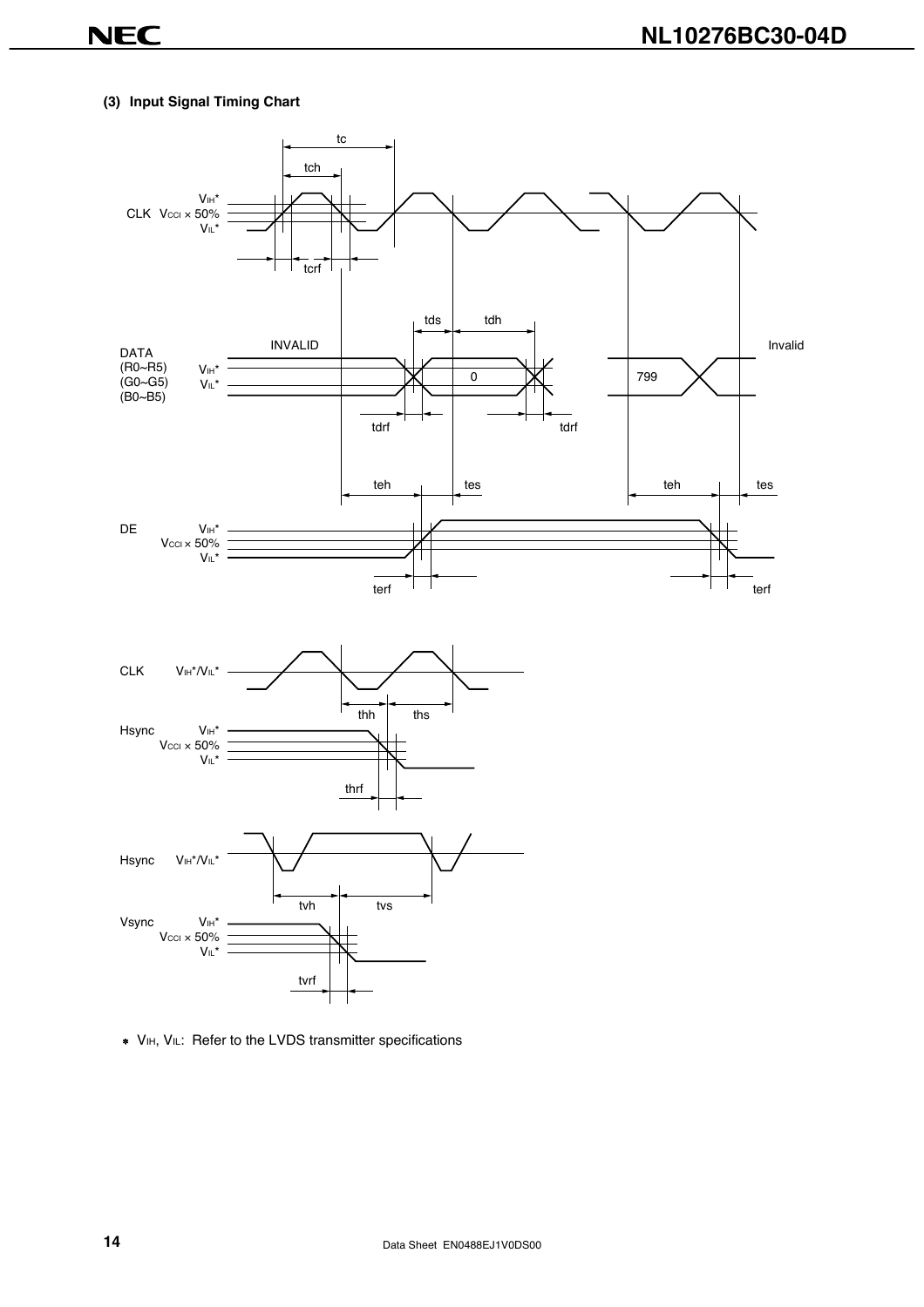### (3) Input Signal Timing Chart

CLK $V_{IH}$* $V_{CCI} \times 50\%$ $V_{IL}$*

tc

tch

tcrf

DATA (R0~R5) (G0~G5) (B0~B5) $V_{IH}$* $V_{IL}$*

INVALID

tds tdh

0

799

Invalid

tdrf tdrf

teh tes teh tes

DE $V_{IH}$* $V_{CCI} \times 50\%$ $V_{IL}$*

terf terf

CLK $V_{IH}$*/$V_{IL}$*

thh ths

Hsync $V_{IH}$* $V_{CCI} \times 50\%$ $V_{IL}$*

thrf

Hsync $V_{IH}$*/$V_{IL}$*

tvh tvs

Vsync $V_{IH}$* $V_{CCI} \times 50\%$ $V_{IL}$*

tvrf

* $V_{IH}$, $V_{IL}$: Refer to the LVDS transmitter specifications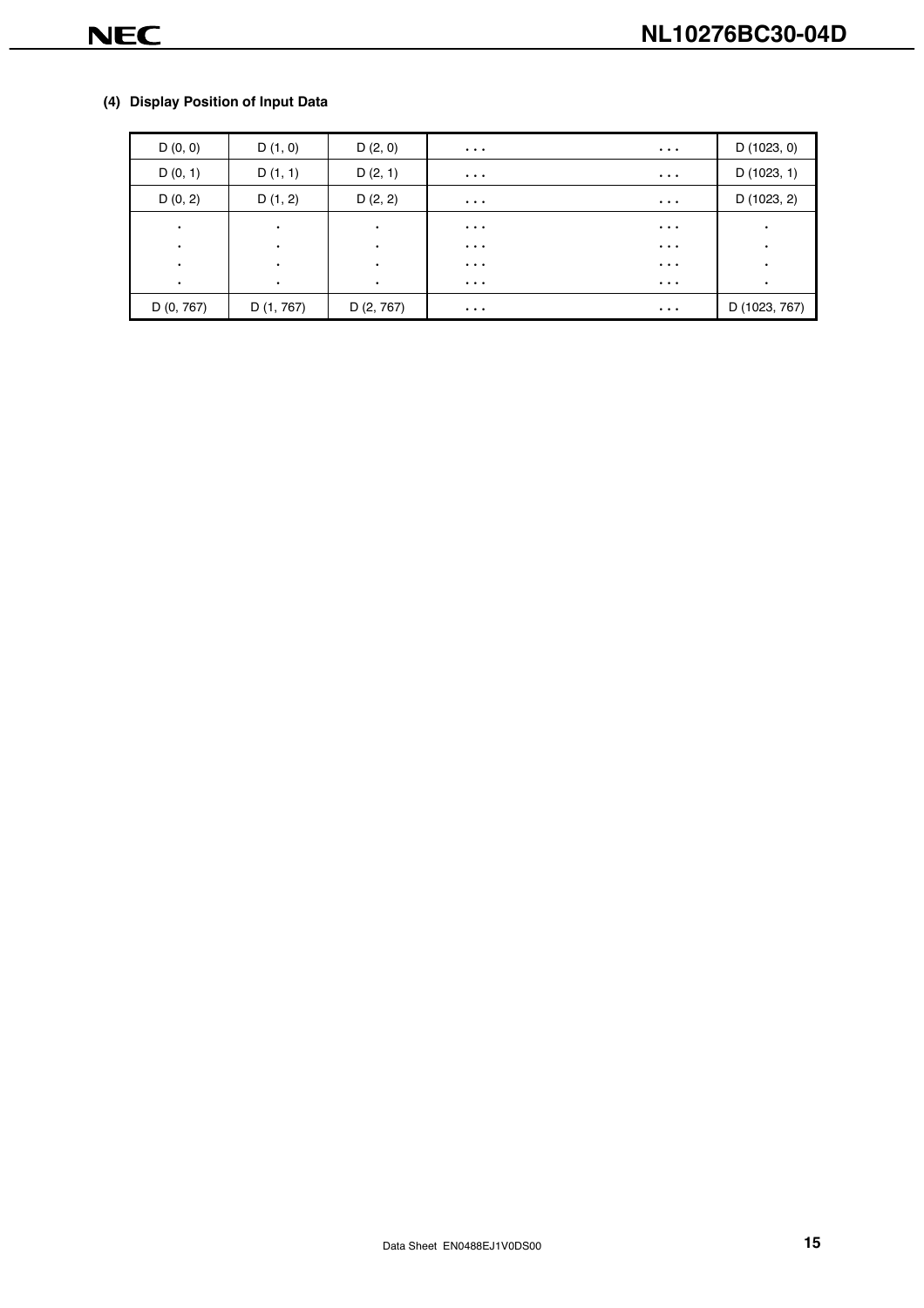#### (4) Display Position of Input Data

| D (0, 0) | D (1, 0) | D (2, 0) | ・・・ | ・・・ | D (1023, 0) |
|---|---|---|---|---|---|
| D (0, 1) | D (1, 1) | D (2, 1) | ・・・ | ・・・ | D (1023, 1) |
| D (0, 2) | D (1, 2) | D (2, 2) | ・・・ | ・・・ | D (1023, 2) |
| ・ | ・ | ・ | ・・・ | ・・・ | ・ |
| ・ | ・ | ・ | ・・・ | ・・・ | ・ |
| ・ | ・ | ・ | ・・・ | ・・・ | ・ |
| ・ | ・ | ・ | ・・・ | ・・・ | ・ |
| D (0, 767) | D (1, 767) | D (2, 767) | ・・・ | ・・・ | D (1023, 767) |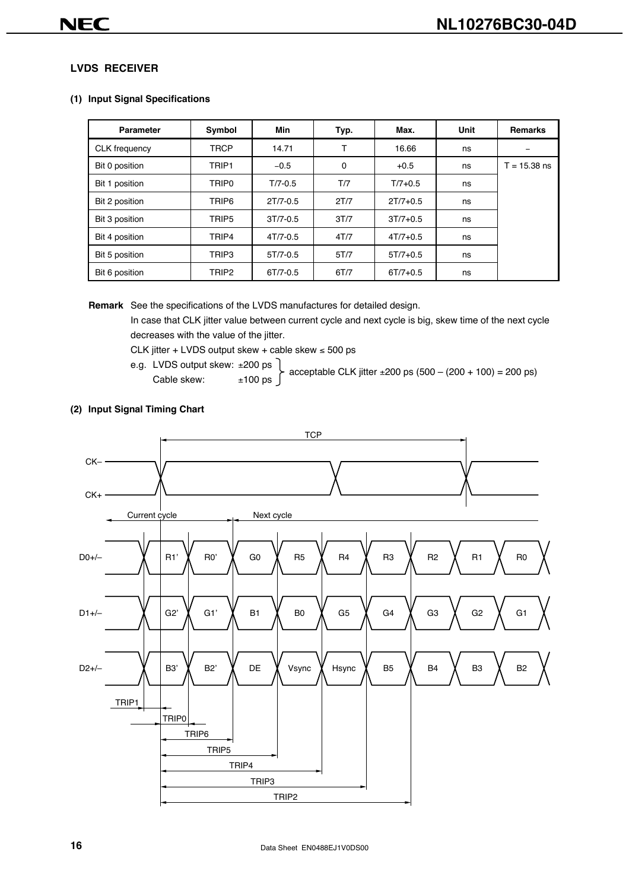## LVDS RECEIVER

### (1) Input Signal Specifications

| Parameter | Symbol | Min | Typ. | Max. | Unit | Remarks |
|---|---|---|---|---|---|---|
| CLK frequency | TRCP | 14.71 | T | 16.66 | ns | – |
| Bit 0 position | TRIP1 | −0.5 | 0 | +0.5 | ns | T = 15.38 ns |
| Bit 1 position | TRIP0 | T/7-0.5 | T/7 | T/7+0.5 | ns | |
| Bit 2 position | TRIP6 | 2T/7-0.5 | 2T/7 | 2T/7+0.5 | ns | |
| Bit 3 position | TRIP5 | 3T/7-0.5 | 3T/7 | 3T/7+0.5 | ns | |
| Bit 4 position | TRIP4 | 4T/7-0.5 | 4T/7 | 4T/7+0.5 | ns | |
| Bit 5 position | TRIP3 | 5T/7-0.5 | 5T/7 | 5T/7+0.5 | ns | |
| Bit 6 position | TRIP2 | 6T/7-0.5 | 6T/7 | 6T/7+0.5 | ns | |

**Remark** See the specifications of the LVDS manufactures for detailed design.
In case that CLK jitter value between current cycle and next cycle is big, skew time of the next cycle decreases with the value of the jitter.
CLK jitter + LVDS output skew + cable skew ≤ 500 ps
e.g. LVDS output skew: ±200 ps
Cable skew: ±100 ps
acceptable CLK jitter ±200 ps (500 – (200 + 100) = 200 ps)

### (2) Input Signal Timing Chart

TCP

CK–
CK+

Current cycle — Next cycle

D0+/–: R1', R0', G0, R5, R4, R3, R2, R1, R0

D1+/–: G2', G1', B1, B0, G5, G4, G3, G2, G1

D2+/–: B3', B2', DE, Vsync, Hsync, B5, B4, B3, B2

TRIP1, TRIP0, TRIP6, TRIP5, TRIP4, TRIP3, TRIP2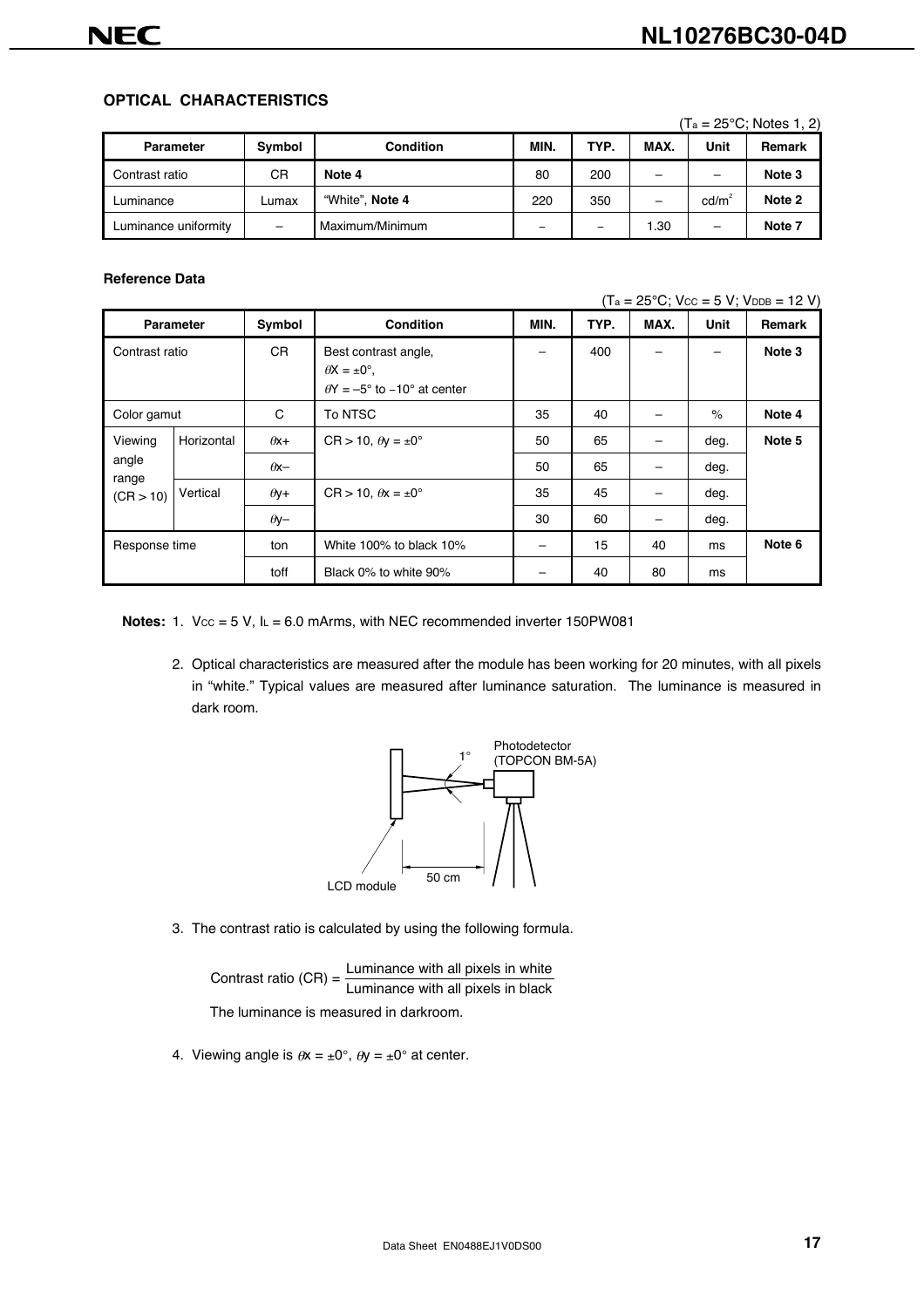## OPTICAL CHARACTERISTICS

($T_a$ = 25°C; Notes 1, 2)

| Parameter | Symbol | Condition | MIN. | TYP. | MAX. | Unit | Remark |
|---|---|---|---|---|---|---|---|
| Contrast ratio | CR | **Note 4** | 80 | 200 | – | – | **Note 3** |
| Luminance | Lumax | "White", **Note 4** | 220 | 350 | – | cd/m² | **Note 2** |
| Luminance uniformity | – | Maximum/Minimum | – | – | 1.30 | – | **Note 7** |

### Reference Data

($T_a$ = 25°C; $V_{CC}$ = 5 V; $V_{DDB}$ = 12 V)

| Parameter | | Symbol | Condition | MIN. | TYP. | MAX. | Unit | Remark |
|---|---|---|---|---|---|---|---|---|
| Contrast ratio | | CR | Best contrast angle, $\theta X = \pm 0°$, $\theta Y = -5°$ to $-10°$ at center | – | 400 | – | – | **Note 3** |
| Color gamut | | C | To NTSC | 35 | 40 | – | % | **Note 4** |
| Viewing angle range (CR > 10) | Horizontal | $\theta x+$ | CR > 10, $\theta y = \pm 0°$ | 50 | 65 | – | deg. | **Note 5** |
| | | $\theta x-$ | | 50 | 65 | – | deg. | |
| | Vertical | $\theta y+$ | CR > 10, $\theta x = \pm 0°$ | 35 | 45 | – | deg. | |
| | | $\theta y-$ | | 30 | 60 | – | deg. | |
| Response time | | ton | White 100% to black 10% | – | 15 | 40 | ms | **Note 6** |
| | | toff | Black 0% to white 90% | – | 40 | 80 | ms | |

**Notes:** 1. $V_{CC}$ = 5 V, $I_L$ = 6.0 mArms, with NEC recommended inverter 150PW081

2. Optical characteristics are measured after the module has been working for 20 minutes, with all pixels in "white." Typical values are measured after luminance saturation. The luminance is measured in dark room.

Photodetector (TOPCON BM-5A)

1°

LCD module

50 cm

3. The contrast ratio is calculated by using the following formula.

$$\text{Contrast ratio (CR)} = \frac{\text{Luminance with all pixels in white}}{\text{Luminance with all pixels in black}}$$

The luminance is measured in darkroom.

4. Viewing angle is $\theta x = \pm 0°$, $\theta y = \pm 0°$ at center.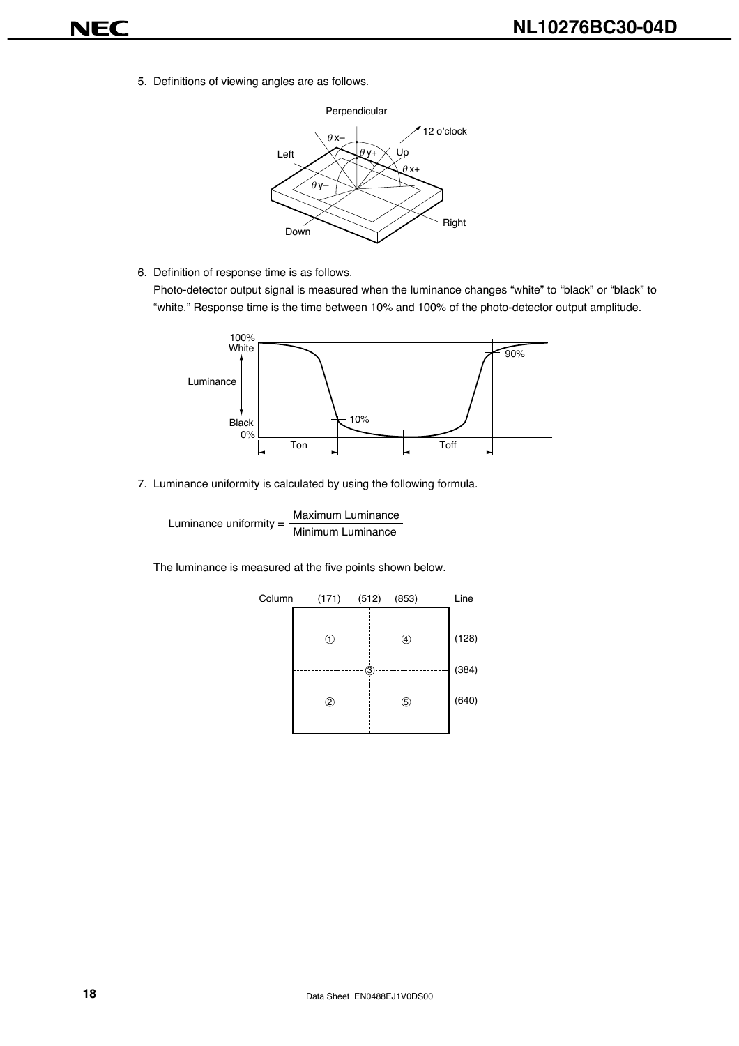5. Definitions of viewing angles are as follows.

6. Definition of response time is as follows.
   Photo-detector output signal is measured when the luminance changes "white" to "black" or "black" to "white." Response time is the time between 10% and 100% of the photo-detector output amplitude.

7. Luminance uniformity is calculated by using the following formula.

$$\text{Luminance uniformity} = \frac{\text{Maximum Luminance}}{\text{Minimum Luminance}}$$

   The luminance is measured at the five points shown below.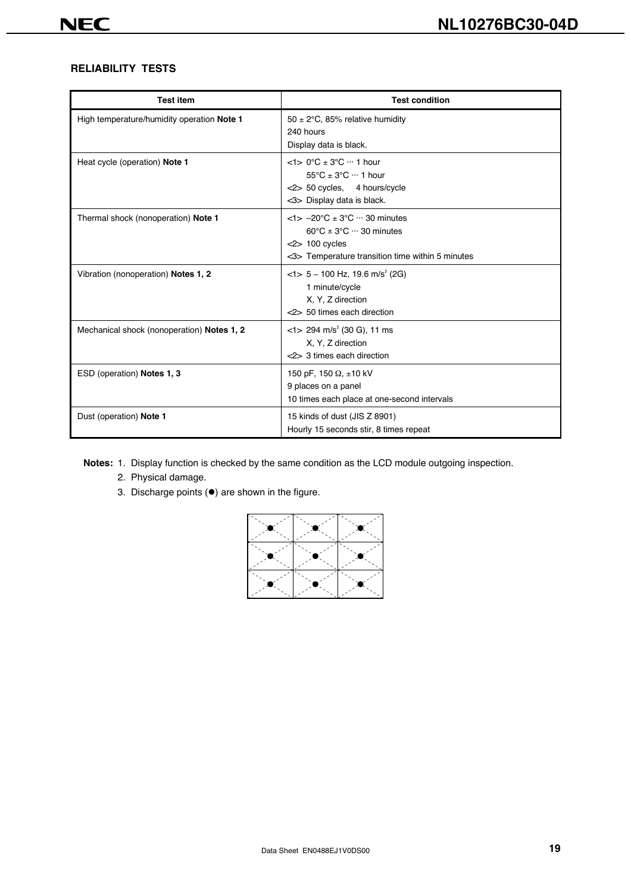## RELIABILITY TESTS

| Test item | Test condition |
| --- | --- |
| High temperature/humidity operation **Note 1** | 50 ± 2°C, 85% relative humidity<br>240 hours<br>Display data is black. |
| Heat cycle (operation) **Note 1** | <1> 0°C ± 3°C ··· 1 hour<br>55°C ± 3°C ··· 1 hour<br><2> 50 cycles, 4 hours/cycle<br><3> Display data is black. |
| Thermal shock (nonoperation) **Note 1** | <1> –20°C ± 3°C ··· 30 minutes<br>60°C ± 3°C ··· 30 minutes<br><2> 100 cycles<br><3> Temperature transition time within 5 minutes |
| Vibration (nonoperation) **Notes 1, 2** | <1> 5 ~ 100 Hz, 19.6 $m/s^2$ (2G)<br>1 minute/cycle<br>X, Y, Z direction<br><2> 50 times each direction |
| Mechanical shock (nonoperation) **Notes 1, 2** | <1> 294 $m/s^2$ (30 G), 11 ms<br>X, Y, Z direction<br><2> 3 times each direction |
| ESD (operation) **Notes 1, 3** | 150 pF, 150 Ω, ±10 kV<br>9 places on a panel<br>10 times each place at one-second intervals |
| Dust (operation) **Note 1** | 15 kinds of dust (JIS Z 8901)<br>Hourly 15 seconds stir, 8 times repeat |

**Notes:** 1. Display function is checked by the same condition as the LCD module outgoing inspection.

2. Physical damage.

3. Discharge points (●) are shown in the figure.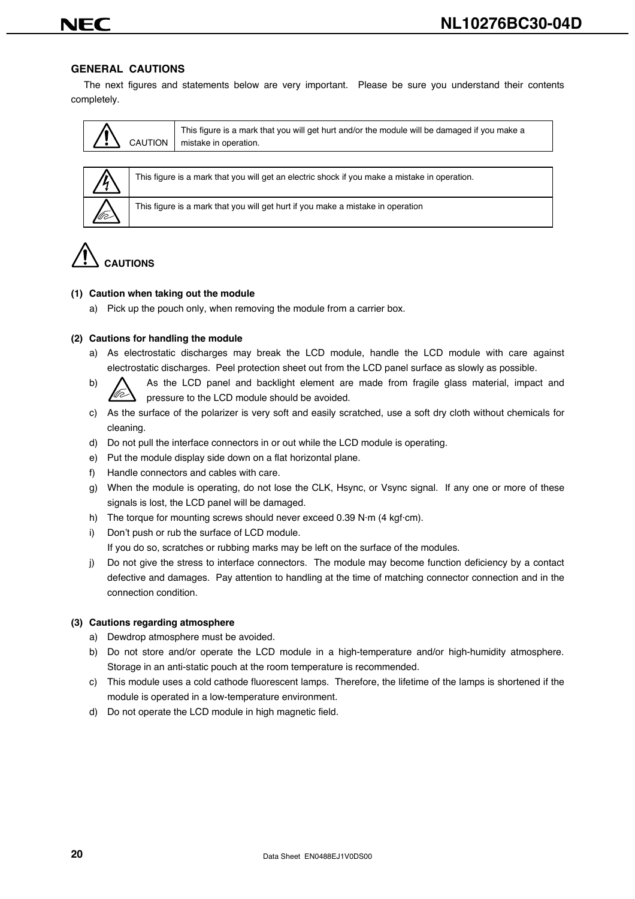## GENERAL CAUTIONS

The next figures and statements below are very important. Please be sure you understand their contents completely.

| ⚠ CAUTION | This figure is a mark that you will get hurt and/or the module will be damaged if you make a mistake in operation. |
|---|---|

| Symbol | Meaning |
|---|---|
| ⚡ | This figure is a mark that you will get an electric shock if you make a mistake in operation. |
| ⚠ | This figure is a mark that you will get hurt if you make a mistake in operation |

## ⚠ CAUTIONS

**(1) Caution when taking out the module**

a) Pick up the pouch only, when removing the module from a carrier box.

**(2) Cautions for handling the module**

a) As electrostatic discharges may break the LCD module, handle the LCD module with care against electrostatic discharges. Peel protection sheet out from the LCD panel surface as slowly as possible.

b) ⚠ As the LCD panel and backlight element are made from fragile glass material, impact and pressure to the LCD module should be avoided.

c) As the surface of the polarizer is very soft and easily scratched, use a soft dry cloth without chemicals for cleaning.

d) Do not pull the interface connectors in or out while the LCD module is operating.

e) Put the module display side down on a flat horizontal plane.

f) Handle connectors and cables with care.

g) When the module is operating, do not lose the CLK, Hsync, or Vsync signal. If any one or more of these signals is lost, the LCD panel will be damaged.

h) The torque for mounting screws should never exceed 0.39 N·m (4 kgf·cm).

i) Don't push or rub the surface of LCD module.
If you do so, scratches or rubbing marks may be left on the surface of the modules.

j) Do not give the stress to interface connectors. The module may become function deficiency by a contact defective and damages. Pay attention to handling at the time of matching connector connection and in the connection condition.

**(3) Cautions regarding atmosphere**

a) Dewdrop atmosphere must be avoided.

b) Do not store and/or operate the LCD module in a high-temperature and/or high-humidity atmosphere. Storage in an anti-static pouch at the room temperature is recommended.

c) This module uses a cold cathode fluorescent lamps. Therefore, the lifetime of the lamps is shortened if the module is operated in a low-temperature environment.

d) Do not operate the LCD module in high magnetic field.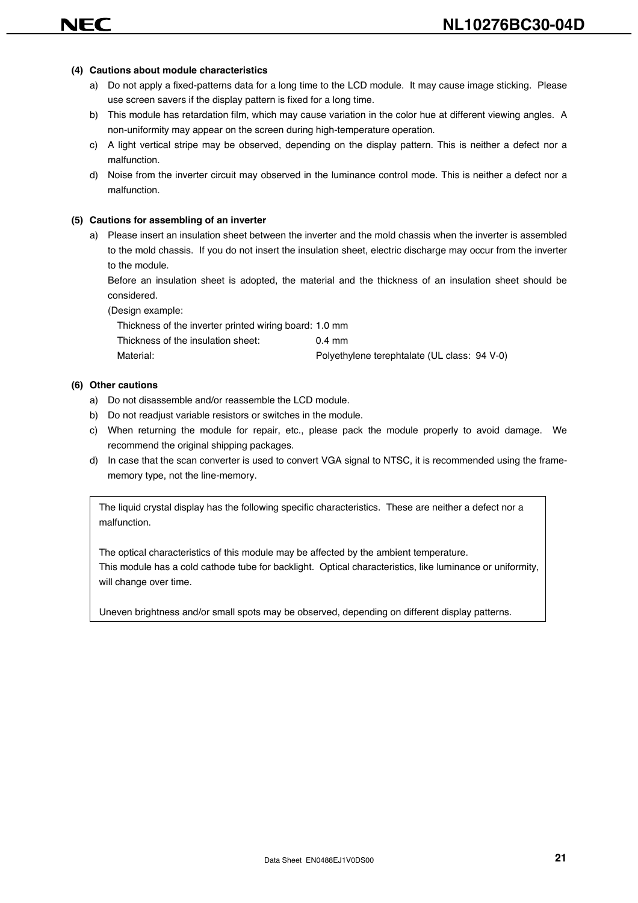#### (4) Cautions about module characteristics

a) Do not apply a fixed-patterns data for a long time to the LCD module. It may cause image sticking. Please use screen savers if the display pattern is fixed for a long time.

b) This module has retardation film, which may cause variation in the color hue at different viewing angles. A non-uniformity may appear on the screen during high-temperature operation.

c) A light vertical stripe may be observed, depending on the display pattern. This is neither a defect nor a malfunction.

d) Noise from the inverter circuit may observed in the luminance control mode. This is neither a defect nor a malfunction.

#### (5) Cautions for assembling of an inverter

a) Please insert an insulation sheet between the inverter and the mold chassis when the inverter is assembled to the mold chassis. If you do not insert the insulation sheet, electric discharge may occur from the inverter to the module.

Before an insulation sheet is adopted, the material and the thickness of an insulation sheet should be considered.

(Design example:

Thickness of the inverter printed wiring board: 1.0 mm
Thickness of the insulation sheet: 0.4 mm
Material: Polyethylene terephtalate (UL class: 94 V-0)

#### (6) Other cautions

a) Do not disassemble and/or reassemble the LCD module.

b) Do not readjust variable resistors or switches in the module.

c) When returning the module for repair, etc., please pack the module properly to avoid damage. We recommend the original shipping packages.

d) In case that the scan converter is used to convert VGA signal to NTSC, it is recommended using the frame-memory type, not the line-memory.

> The liquid crystal display has the following specific characteristics. These are neither a defect nor a malfunction.
>
> The optical characteristics of this module may be affected by the ambient temperature.
> This module has a cold cathode tube for backlight. Optical characteristics, like luminance or uniformity, will change over time.
>
> Uneven brightness and/or small spots may be observed, depending on different display patterns.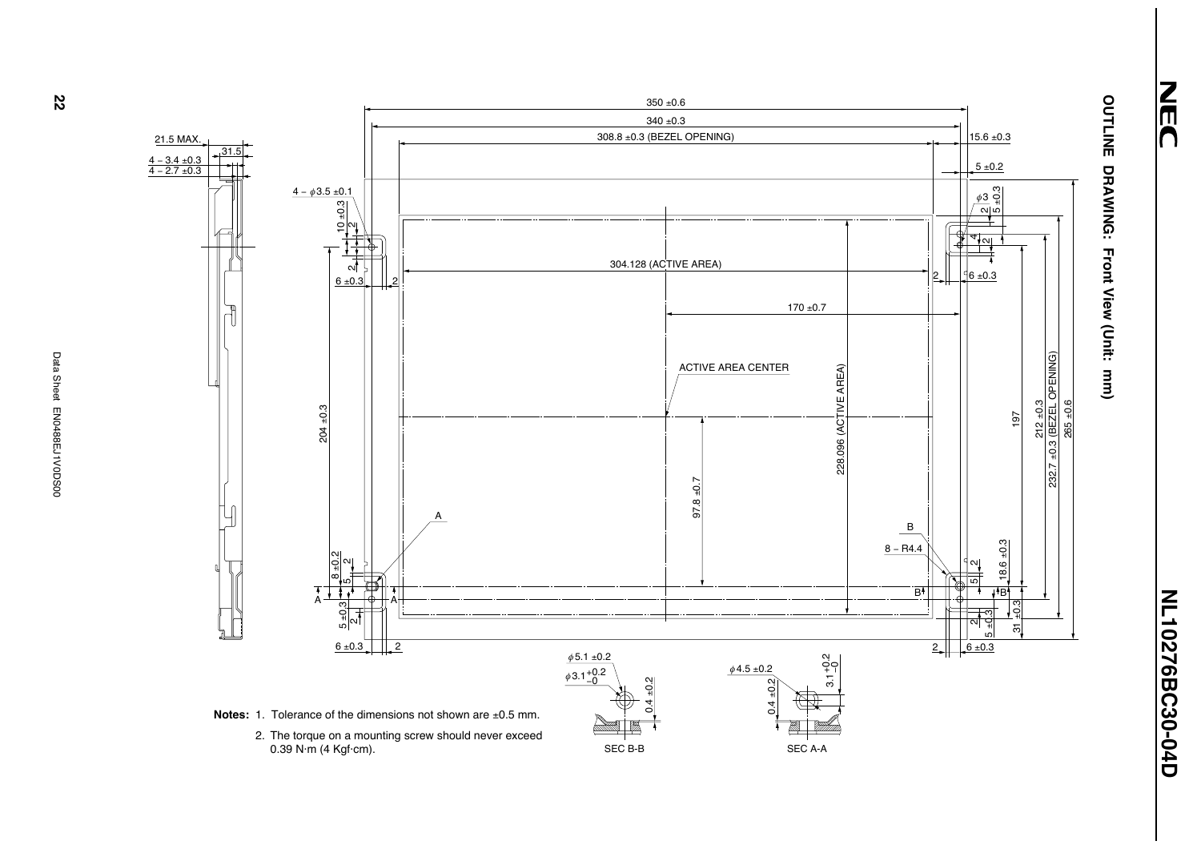## OUTLINE DRAWING: Front View (Unit: mm)

350 ±0.6

340 ±0.3

308.8 ±0.3 (BEZEL OPENING)

15.6 ±0.3

5 ±0.2

21.5 MAX.

31.5

4 – 3.4 ±0.3

4 – 2.7 ±0.3

4 – $\phi$3.5 ±0.1

$\phi$3

304.128 (ACTIVE AREA)

170 ±0.7

ACTIVE AREA CENTER

204 ±0.3

228.096 (ACTIVE AREA)

197

212 ±0.3

232.7 ±0.3 (BEZEL OPENING)

265 ±0.6

97.8 ±0.7

8 – R4.4

18.6 ±0.3

31 ±0.3

$\phi$5.1 ±0.2

$\phi$3.1 $^{+0.2}_{-0}$

0.4 ±0.2

SEC B-B

$\phi$4.5 ±0.2

3.1 $^{+0.2}_{-0}$

0.4 ±0.2

SEC A-A

**Notes:** 1. Tolerance of the dimensions not shown are ±0.5 mm.

2. The torque on a mounting screw should never exceed 0.39 N·m (4 Kgf·cm).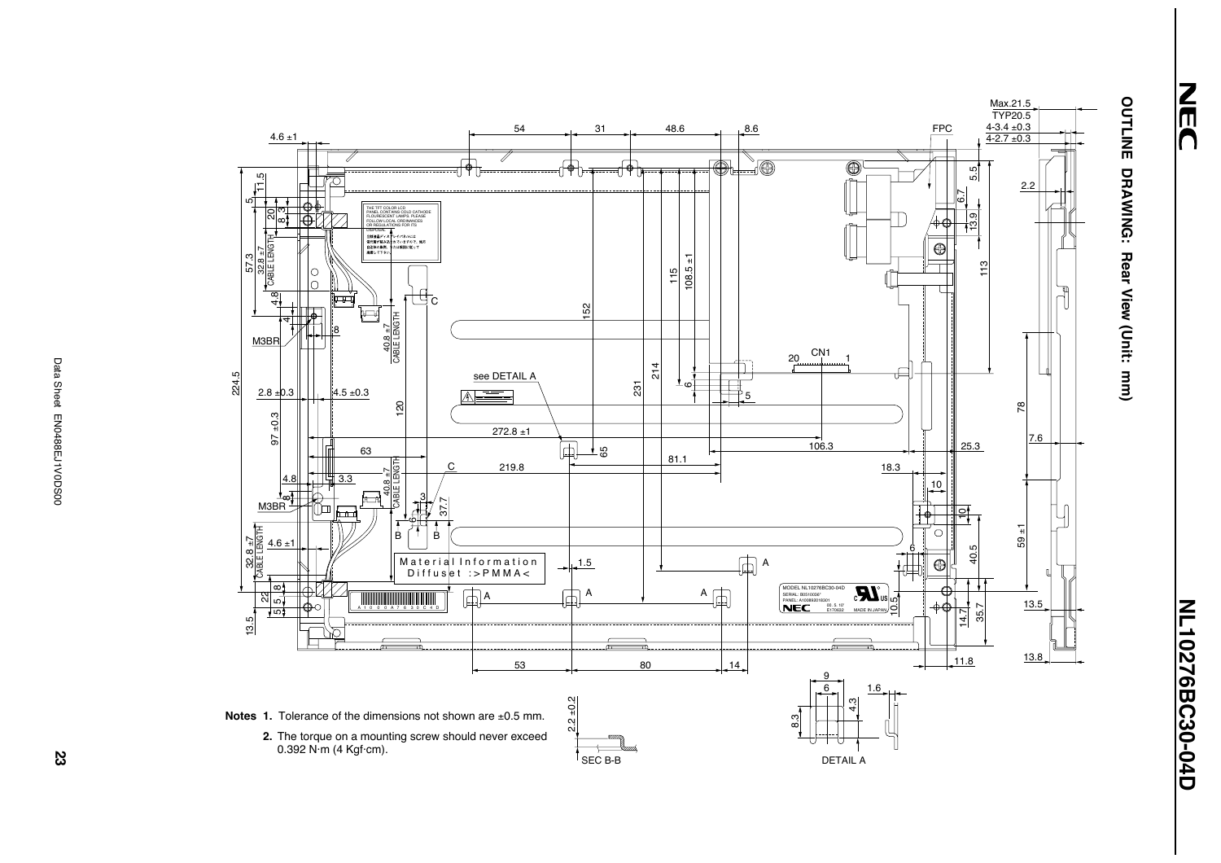# OUTLINE DRAWING: Rear View (Unit: mm)

**Notes 1.** Tolerance of the dimensions not shown are ±0.5 mm.

**2.** The torque on a mounting screw should never exceed 0.392 N·m (4 Kgf·cm).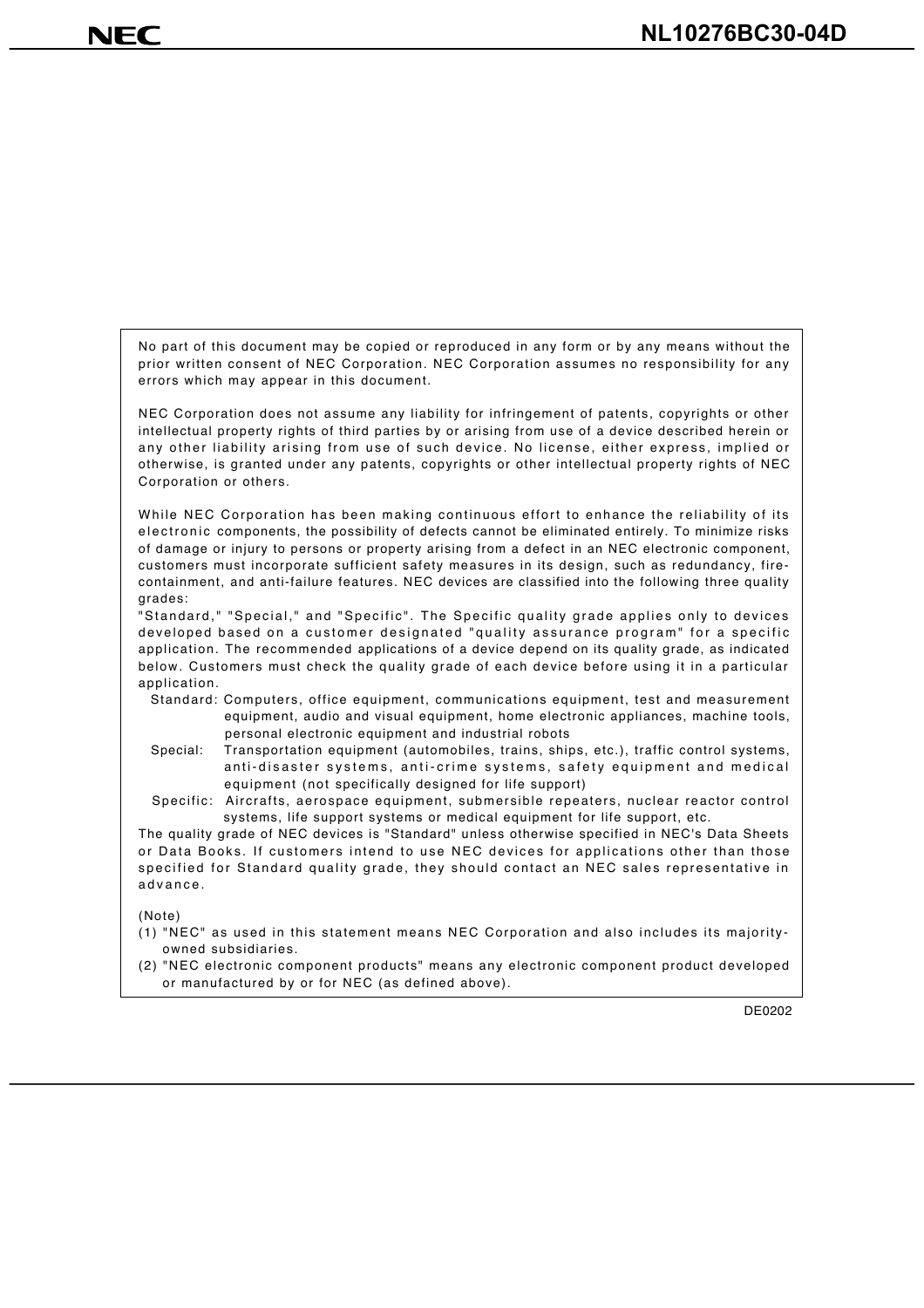No part of this document may be copied or reproduced in any form or by any means without the prior written consent of NEC Corporation. NEC Corporation assumes no responsibility for any errors which may appear in this document.

NEC Corporation does not assume any liability for infringement of patents, copyrights or other intellectual property rights of third parties by or arising from use of a device described herein or any other liability arising from use of such device. No license, either express, implied or otherwise, is granted under any patents, copyrights or other intellectual property rights of NEC Corporation or others.

While NEC Corporation has been making continuous effort to enhance the reliability of its electronic components, the possibility of defects cannot be eliminated entirely. To minimize risks of damage or injury to persons or property arising from a defect in an NEC electronic component, customers must incorporate sufficient safety measures in its design, such as redundancy, fire-containment, and anti-failure features. NEC devices are classified into the following three quality grades:
"Standard," "Special," and "Specific". The Specific quality grade applies only to devices developed based on a customer designated "quality assurance program" for a specific application. The recommended applications of a device depend on its quality grade, as indicated below. Customers must check the quality grade of each device before using it in a particular application.

- Standard: Computers, office equipment, communications equipment, test and measurement equipment, audio and visual equipment, home electronic appliances, machine tools, personal electronic equipment and industrial robots
- Special: Transportation equipment (automobiles, trains, ships, etc.), traffic control systems, anti-disaster systems, anti-crime systems, safety equipment and medical equipment (not specifically designed for life support)
- Specific: Aircrafts, aerospace equipment, submersible repeaters, nuclear reactor control systems, life support systems or medical equipment for life support, etc.

The quality grade of NEC devices is "Standard" unless otherwise specified in NEC's Data Sheets or Data Books. If customers intend to use NEC devices for applications other than those specified for Standard quality grade, they should contact an NEC sales representative in advance.

(Note)
(1) "NEC" as used in this statement means NEC Corporation and also includes its majority-owned subsidiaries.
(2) "NEC electronic component products" means any electronic component product developed or manufactured by or for NEC (as defined above).

DE0202